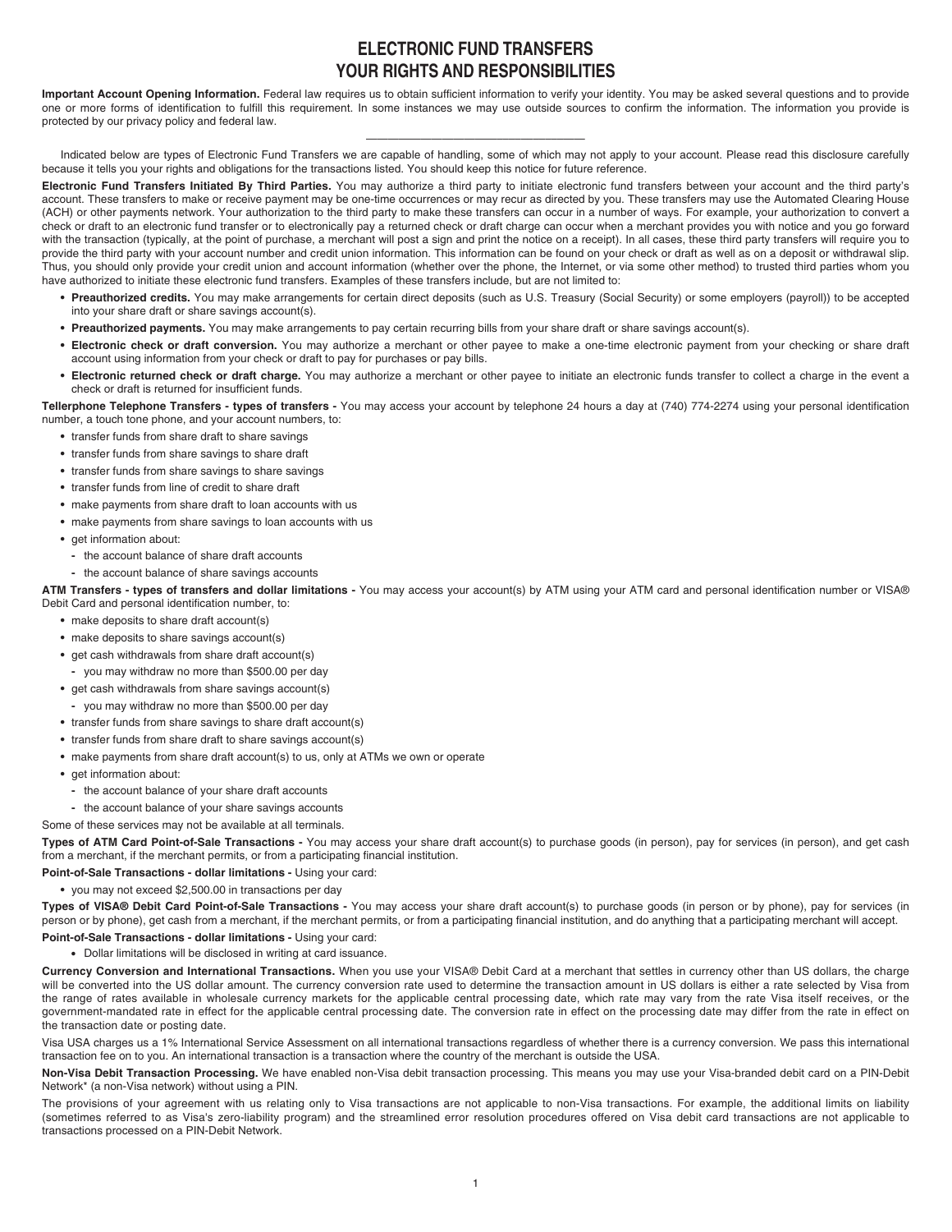# ELECTRONIC FUND TRANSFERS
# YOUR RIGHTS AND RESPONSIBILITIES

**Important Account Opening Information.** Federal law requires us to obtain sufficient information to verify your identity. You may be asked several questions and to provide one or more forms of identification to fulfill this requirement. In some instances we may use outside sources to confirm the information. The information you provide is protected by our privacy policy and federal law.

---

Indicated below are types of Electronic Fund Transfers we are capable of handling, some of which may not apply to your account. Please read this disclosure carefully because it tells you your rights and obligations for the transactions listed. You should keep this notice for future reference.

**Electronic Fund Transfers Initiated By Third Parties.** You may authorize a third party to initiate electronic fund transfers between your account and the third party's account. These transfers to make or receive payment may be one-time occurrences or may recur as directed by you. These transfers may use the Automated Clearing House (ACH) or other payments network. Your authorization to the third party to make these transfers can occur in a number of ways. For example, your authorization to convert a check or draft to an electronic fund transfer or to electronically pay a returned check or draft charge can occur when a merchant provides you with notice and you go forward with the transaction (typically, at the point of purchase, a merchant will post a sign and print the notice on a receipt). In all cases, these third party transfers will require you to provide the third party with your account number and credit union information. This information can be found on your check or draft as well as on a deposit or withdrawal slip. Thus, you should only provide your credit union and account information (whether over the phone, the Internet, or via some other method) to trusted third parties whom you have authorized to initiate these electronic fund transfers. Examples of these transfers include, but are not limited to:

- **Preauthorized credits.** You may make arrangements for certain direct deposits (such as U.S. Treasury (Social Security) or some employers (payroll)) to be accepted into your share draft or share savings account(s).
- **Preauthorized payments.** You may make arrangements to pay certain recurring bills from your share draft or share savings account(s).
- **Electronic check or draft conversion.** You may authorize a merchant or other payee to make a one-time electronic payment from your checking or share draft account using information from your check or draft to pay for purchases or pay bills.
- **Electronic returned check or draft charge.** You may authorize a merchant or other payee to initiate an electronic funds transfer to collect a charge in the event a check or draft is returned for insufficient funds.

**Tellerphone Telephone Transfers - types of transfers -** You may access your account by telephone 24 hours a day at (740) 774-2274 using your personal identification number, a touch tone phone, and your account numbers, to:

- transfer funds from share draft to share savings
- transfer funds from share savings to share draft
- transfer funds from share savings to share savings
- transfer funds from line of credit to share draft
- make payments from share draft to loan accounts with us
- make payments from share savings to loan accounts with us
- get information about:
  - the account balance of share draft accounts
  - the account balance of share savings accounts

**ATM Transfers - types of transfers and dollar limitations -** You may access your account(s) by ATM using your ATM card and personal identification number or VISA® Debit Card and personal identification number, to:

- make deposits to share draft account(s)
- make deposits to share savings account(s)
- get cash withdrawals from share draft account(s)
  - you may withdraw no more than $500.00 per day
- get cash withdrawals from share savings account(s)
  - you may withdraw no more than $500.00 per day
- transfer funds from share savings to share draft account(s)
- transfer funds from share draft to share savings account(s)
- make payments from share draft account(s) to us, only at ATMs we own or operate
- get information about:
  - the account balance of your share draft accounts
  - the account balance of your share savings accounts

Some of these services may not be available at all terminals.

**Types of ATM Card Point-of-Sale Transactions -** You may access your share draft account(s) to purchase goods (in person), pay for services (in person), and get cash from a merchant, if the merchant permits, or from a participating financial institution.

**Point-of-Sale Transactions - dollar limitations -** Using your card:

- you may not exceed $2,500.00 in transactions per day

**Types of VISA® Debit Card Point-of-Sale Transactions -** You may access your share draft account(s) to purchase goods (in person or by phone), pay for services (in person or by phone), get cash from a merchant, if the merchant permits, or from a participating financial institution, and do anything that a participating merchant will accept.

**Point-of-Sale Transactions - dollar limitations -** Using your card:

- Dollar limitations will be disclosed in writing at card issuance.

**Currency Conversion and International Transactions.** When you use your VISA® Debit Card at a merchant that settles in currency other than US dollars, the charge will be converted into the US dollar amount. The currency conversion rate used to determine the transaction amount in US dollars is either a rate selected by Visa from the range of rates available in wholesale currency markets for the applicable central processing date, which rate may vary from the rate Visa itself receives, or the government-mandated rate in effect for the applicable central processing date. The conversion rate in effect on the processing date may differ from the rate in effect on the transaction date or posting date.

Visa USA charges us a 1% International Service Assessment on all international transactions regardless of whether there is a currency conversion. We pass this international transaction fee on to you. An international transaction is a transaction where the country of the merchant is outside the USA.

**Non-Visa Debit Transaction Processing.** We have enabled non-Visa debit transaction processing. This means you may use your Visa-branded debit card on a PIN-Debit Network* (a non-Visa network) without using a PIN.

The provisions of your agreement with us relating only to Visa transactions are not applicable to non-Visa transactions. For example, the additional limits on liability (sometimes referred to as Visa's zero-liability program) and the streamlined error resolution procedures offered on Visa debit card transactions are not applicable to transactions processed on a PIN-Debit Network.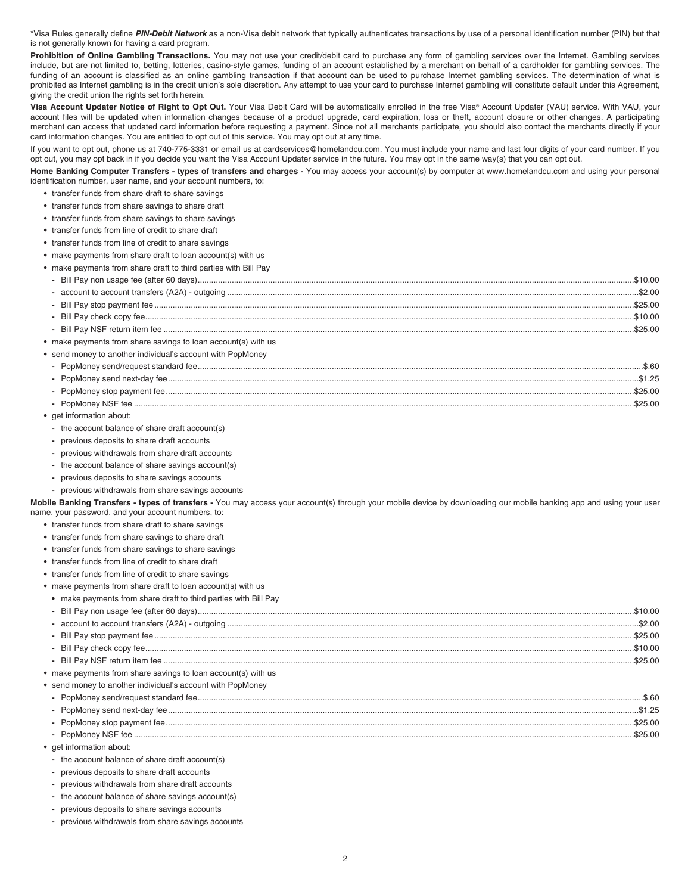*Visa Rules generally define ***PIN-Debit Network*** as a non-Visa debit network that typically authenticates transactions by use of a personal identification number (PIN) but that is not generally known for having a card program.

**Prohibition of Online Gambling Transactions.** You may not use your credit/debit card to purchase any form of gambling services over the Internet. Gambling services include, but are not limited to, betting, lotteries, casino-style games, funding of an account established by a merchant on behalf of a cardholder for gambling services. The funding of an account is classified as an online gambling transaction if that account can be used to purchase Internet gambling services. The determination of what is prohibited as Internet gambling is in the credit union's sole discretion. Any attempt to use your card to purchase Internet gambling will constitute default under this Agreement, giving the credit union the rights set forth herein.

**Visa Account Updater Notice of Right to Opt Out.** Your Visa Debit Card will be automatically enrolled in the free Visa® Account Updater (VAU) service. With VAU, your account files will be updated when information changes because of a product upgrade, card expiration, loss or theft, account closure or other changes. A participating merchant can access that updated card information before requesting a payment. Since not all merchants participate, you should also contact the merchants directly if your card information changes. You are entitled to opt out of this service. You may opt out at any time.

If you want to opt out, phone us at 740-775-3331 or email us at cardservices@homelandcu.com. You must include your name and last four digits of your card number. If you opt out, you may opt back in if you decide you want the Visa Account Updater service in the future. You may opt in the same way(s) that you can opt out.

**Home Banking Computer Transfers - types of transfers and charges -** You may access your account(s) by computer at www.homelandcu.com and using your personal identification number, user name, and your account numbers, to:

- transfer funds from share draft to share savings
- transfer funds from share savings to share draft
- transfer funds from share savings to share savings
- transfer funds from line of credit to share draft
- transfer funds from line of credit to share savings
- make payments from share draft to loan account(s) with us
- make payments from share draft to third parties with Bill Pay
  - Bill Pay non usage fee (after 60 days)....................$10.00
  - account to account transfers (A2A) - outgoing....................$2.00
  - Bill Pay stop payment fee....................$25.00
  - Bill Pay check copy fee....................$10.00
  - Bill Pay NSF return item fee....................$25.00
- make payments from share savings to loan account(s) with us
- send money to another individual's account with PopMoney
  - PopMoney send/request standard fee....................$.60
  - PopMoney send next-day fee....................$1.25
  - PopMoney stop payment fee....................$25.00
  - PopMoney NSF fee....................$25.00
- get information about:
  - the account balance of share draft account(s)
  - previous deposits to share draft accounts
  - previous withdrawals from share draft accounts
  - the account balance of share savings account(s)
  - previous deposits to share savings accounts
  - previous withdrawals from share savings accounts

**Mobile Banking Transfers - types of transfers -** You may access your account(s) through your mobile device by downloading our mobile banking app and using your user name, your password, and your account numbers, to:

- transfer funds from share draft to share savings
- transfer funds from share savings to share draft
- transfer funds from share savings to share savings
- transfer funds from line of credit to share draft
- transfer funds from line of credit to share savings
- make payments from share draft to loan account(s) with us
  - make payments from share draft to third parties with Bill Pay
  - Bill Pay non usage fee (after 60 days)....................$10.00
  - account to account transfers (A2A) - outgoing....................$2.00
  - Bill Pay stop payment fee....................$25.00
  - Bill Pay check copy fee....................$10.00
  - Bill Pay NSF return item fee....................$25.00
- make payments from share savings to loan account(s) with us
- send money to another individual's account with PopMoney
  - PopMoney send/request standard fee....................$.60
  - PopMoney send next-day fee....................$1.25
  - PopMoney stop payment fee....................$25.00
  - PopMoney NSF fee....................$25.00
- get information about:
  - the account balance of share draft account(s)
  - previous deposits to share draft accounts
  - previous withdrawals from share draft accounts
  - the account balance of share savings account(s)
  - previous deposits to share savings accounts
  - previous withdrawals from share savings accounts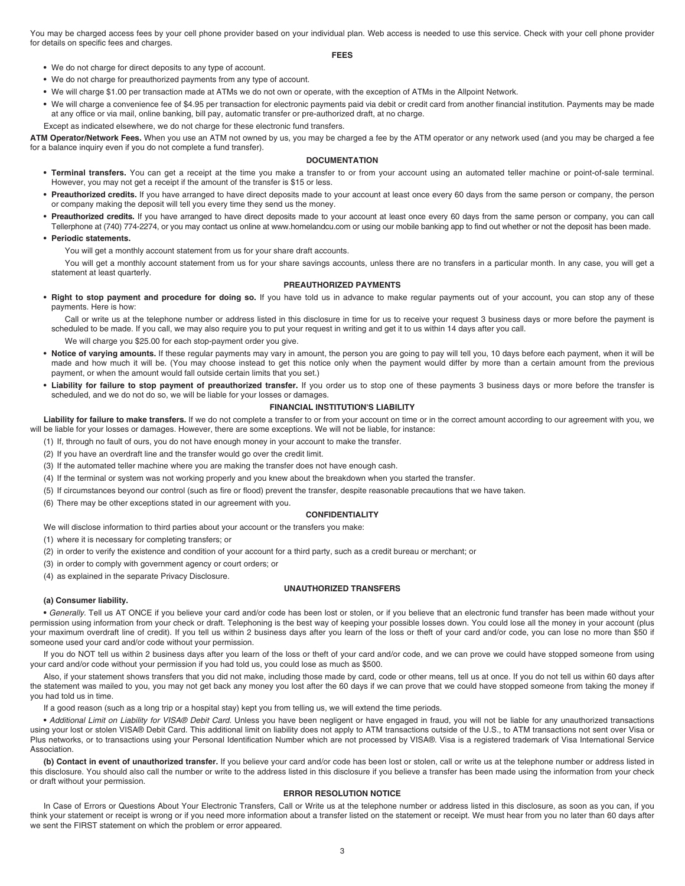You may be charged access fees by your cell phone provider based on your individual plan. Web access is needed to use this service. Check with your cell phone provider for details on specific fees and charges.

## FEES

- We do not charge for direct deposits to any type of account.
- We do not charge for preauthorized payments from any type of account.
- We will charge $1.00 per transaction made at ATMs we do not own or operate, with the exception of ATMs in the Allpoint Network.
- We will charge a convenience fee of $4.95 per transaction for electronic payments paid via debit or credit card from another financial institution. Payments may be made at any office or via mail, online banking, bill pay, automatic transfer or pre-authorized draft, at no charge.

Except as indicated elsewhere, we do not charge for these electronic fund transfers.

**ATM Operator/Network Fees.** When you use an ATM not owned by us, you may be charged a fee by the ATM operator or any network used (and you may be charged a fee for a balance inquiry even if you do not complete a fund transfer).

## DOCUMENTATION

- **Terminal transfers.** You can get a receipt at the time you make a transfer to or from your account using an automated teller machine or point-of-sale terminal. However, you may not get a receipt if the amount of the transfer is $15 or less.
- **Preauthorized credits.** If you have arranged to have direct deposits made to your account at least once every 60 days from the same person or company, the person or company making the deposit will tell you every time they send us the money.
- **Preauthorized credits.** If you have arranged to have direct deposits made to your account at least once every 60 days from the same person or company, you can call Tellerphone at (740) 774-2274, or you may contact us online at www.homelandcu.com or using our mobile banking app to find out whether or not the deposit has been made.
- **Periodic statements.**

  You will get a monthly account statement from us for your share draft accounts.

  You will get a monthly account statement from us for your share savings accounts, unless there are no transfers in a particular month. In any case, you will get a statement at least quarterly.

## PREAUTHORIZED PAYMENTS

- **Right to stop payment and procedure for doing so.** If you have told us in advance to make regular payments out of your account, you can stop any of these payments. Here is how:

  Call or write us at the telephone number or address listed in this disclosure in time for us to receive your request 3 business days or more before the payment is scheduled to be made. If you call, we may also require you to put your request in writing and get it to us within 14 days after you call.

  We will charge you $25.00 for each stop-payment order you give.
- **Notice of varying amounts.** If these regular payments may vary in amount, the person you are going to pay will tell you, 10 days before each payment, when it will be made and how much it will be. (You may choose instead to get this notice only when the payment would differ by more than a certain amount from the previous payment, or when the amount would fall outside certain limits that you set.)
- **Liability for failure to stop payment of preauthorized transfer.** If you order us to stop one of these payments 3 business days or more before the transfer is scheduled, and we do not do so, we will be liable for your losses or damages.

## FINANCIAL INSTITUTION'S LIABILITY

**Liability for failure to make transfers.** If we do not complete a transfer to or from your account on time or in the correct amount according to our agreement with you, we will be liable for your losses or damages. However, there are some exceptions. We will not be liable, for instance:

(1) If, through no fault of ours, you do not have enough money in your account to make the transfer.

(2) If you have an overdraft line and the transfer would go over the credit limit.

(3) If the automated teller machine where you are making the transfer does not have enough cash.

(4) If the terminal or system was not working properly and you knew about the breakdown when you started the transfer.

(5) If circumstances beyond our control (such as fire or flood) prevent the transfer, despite reasonable precautions that we have taken.

(6) There may be other exceptions stated in our agreement with you.

## CONFIDENTIALITY

We will disclose information to third parties about your account or the transfers you make:

(1) where it is necessary for completing transfers; or

(2) in order to verify the existence and condition of your account for a third party, such as a credit bureau or merchant; or

(3) in order to comply with government agency or court orders; or

(4) as explained in the separate Privacy Disclosure.

## UNAUTHORIZED TRANSFERS

**(a) Consumer liability.**

• *Generally.* Tell us AT ONCE if you believe your card and/or code has been lost or stolen, or if you believe that an electronic fund transfer has been made without your permission using information from your check or draft. Telephoning is the best way of keeping your possible losses down. You could lose all the money in your account (plus your maximum overdraft line of credit). If you tell us within 2 business days after you learn of the loss or theft of your card and/or code, you can lose no more than $50 if someone used your card and/or code without your permission.

If you do NOT tell us within 2 business days after you learn of the loss or theft of your card and/or code, and we can prove we could have stopped someone from using your card and/or code without your permission if you had told us, you could lose as much as $500.

Also, if your statement shows transfers that you did not make, including those made by card, code or other means, tell us at once. If you do not tell us within 60 days after the statement was mailed to you, you may not get back any money you lost after the 60 days if we can prove that we could have stopped someone from taking the money if you had told us in time.

If a good reason (such as a long trip or a hospital stay) kept you from telling us, we will extend the time periods.

• *Additional Limit on Liability for VISA® Debit Card.* Unless you have been negligent or have engaged in fraud, you will not be liable for any unauthorized transactions using your lost or stolen VISA® Debit Card. This additional limit on liability does not apply to ATM transactions outside of the U.S., to ATM transactions not sent over Visa or Plus networks, or to transactions using your Personal Identification Number which are not processed by VISA®. Visa is a registered trademark of Visa International Service Association.

**(b) Contact in event of unauthorized transfer.** If you believe your card and/or code has been lost or stolen, call or write us at the telephone number or address listed in this disclosure. You should also call the number or write to the address listed in this disclosure if you believe a transfer has been made using the information from your check or draft without your permission.

## ERROR RESOLUTION NOTICE

In Case of Errors or Questions About Your Electronic Transfers, Call or Write us at the telephone number or address listed in this disclosure, as soon as you can, if you think your statement or receipt is wrong or if you need more information about a transfer listed on the statement or receipt. We must hear from you no later than 60 days after we sent the FIRST statement on which the problem or error appeared.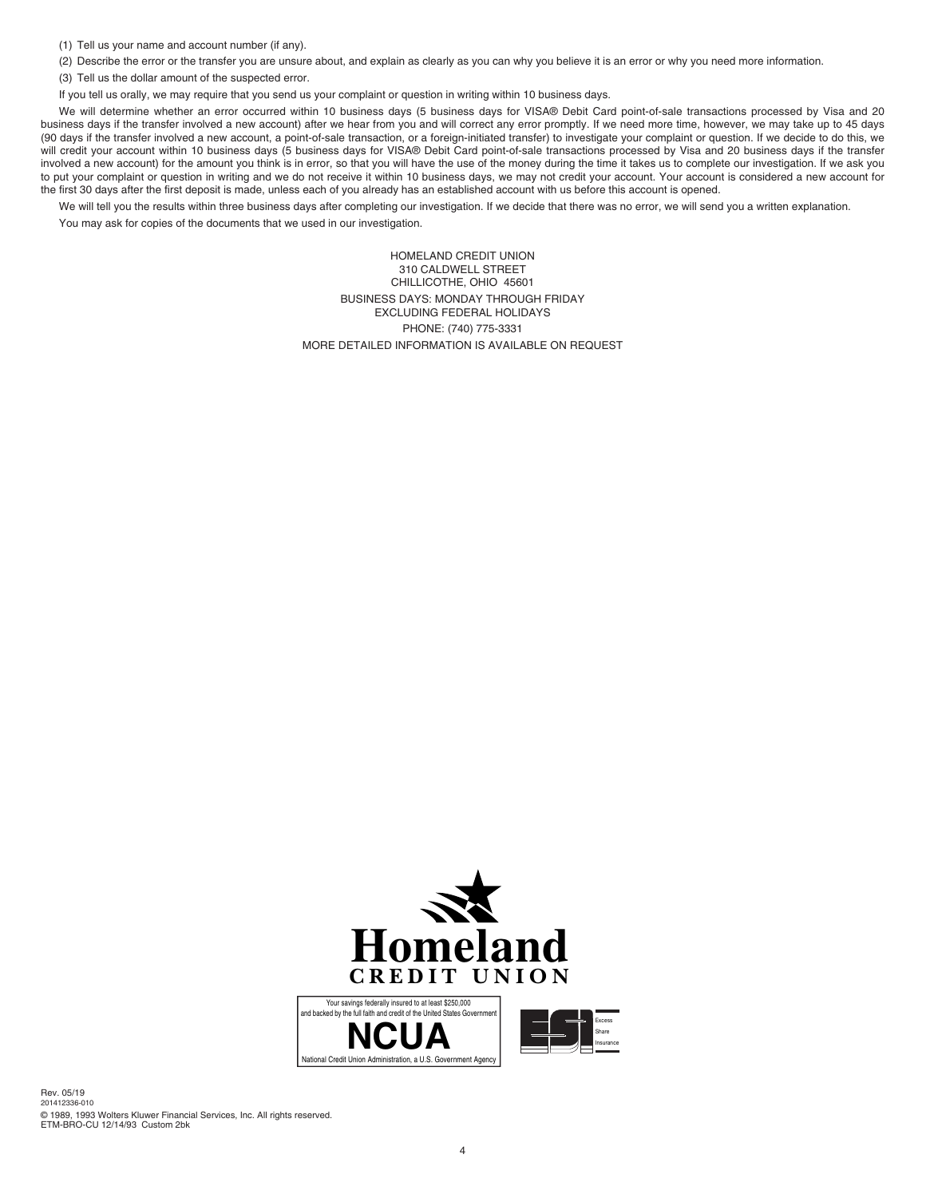(1) Tell us your name and account number (if any).

(2) Describe the error or the transfer you are unsure about, and explain as clearly as you can why you believe it is an error or why you need more information.

(3) Tell us the dollar amount of the suspected error.

If you tell us orally, we may require that you send us your complaint or question in writing within 10 business days.

We will determine whether an error occurred within 10 business days (5 business days for VISA® Debit Card point-of-sale transactions processed by Visa and 20 business days if the transfer involved a new account) after we hear from you and will correct any error promptly. If we need more time, however, we may take up to 45 days (90 days if the transfer involved a new account, a point-of-sale transaction, or a foreign-initiated transfer) to investigate your complaint or question. If we decide to do this, we will credit your account within 10 business days (5 business days for VISA® Debit Card point-of-sale transactions processed by Visa and 20 business days if the transfer involved a new account) for the amount you think is in error, so that you will have the use of the money during the time it takes us to complete our investigation. If we ask you to put your complaint or question in writing and we do not receive it within 10 business days, we may not credit your account. Your account is considered a new account for the first 30 days after the first deposit is made, unless each of you already has an established account with us before this account is opened.

We will tell you the results within three business days after completing our investigation. If we decide that there was no error, we will send you a written explanation.

You may ask for copies of the documents that we used in our investigation.

HOMELAND CREDIT UNION
310 CALDWELL STREET
CHILLICOTHE, OHIO 45601

BUSINESS DAYS: MONDAY THROUGH FRIDAY
EXCLUDING FEDERAL HOLIDAYS

PHONE: (740) 775-3331

MORE DETAILED INFORMATION IS AVAILABLE ON REQUEST

Homeland
CREDIT UNION

Your savings federally insured to at least $250,000 and backed by the full faith and credit of the United States Government

NCUA

National Credit Union Administration, a U.S. Government Agency

ESI Excess Share Insurance

Rev. 05/19
201412336-010
© 1989, 1993 Wolters Kluwer Financial Services, Inc. All rights reserved.
ETM-BRO-CU 12/14/93 Custom 2bk